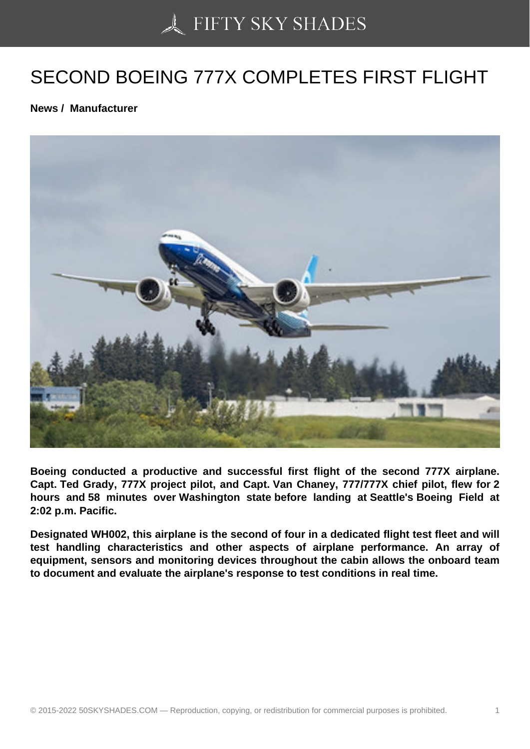# SECOND BOEING 777X COMPLETES FIRST FLIGHT

**News / Manufacturer**

**Boeing conducted a productive and successful first flight of the second 777X airplane. Capt. Ted Grady, 777X project pilot, and Capt. Van Chaney, 777/777X chief pilot, flew for 2 hours and 58 minutes over Washington state before landing at Seattle's Boeing Field at 2:02 p.m. Pacific.**

**Designated WH002, this airplane is the second of four in a dedicated flight test fleet and will test handling characteristics and other aspects of airplane performance. An array of equipment, sensors and monitoring devices throughout the cabin allows the onboard team to document and evaluate the airplane's response to test conditions in real time.**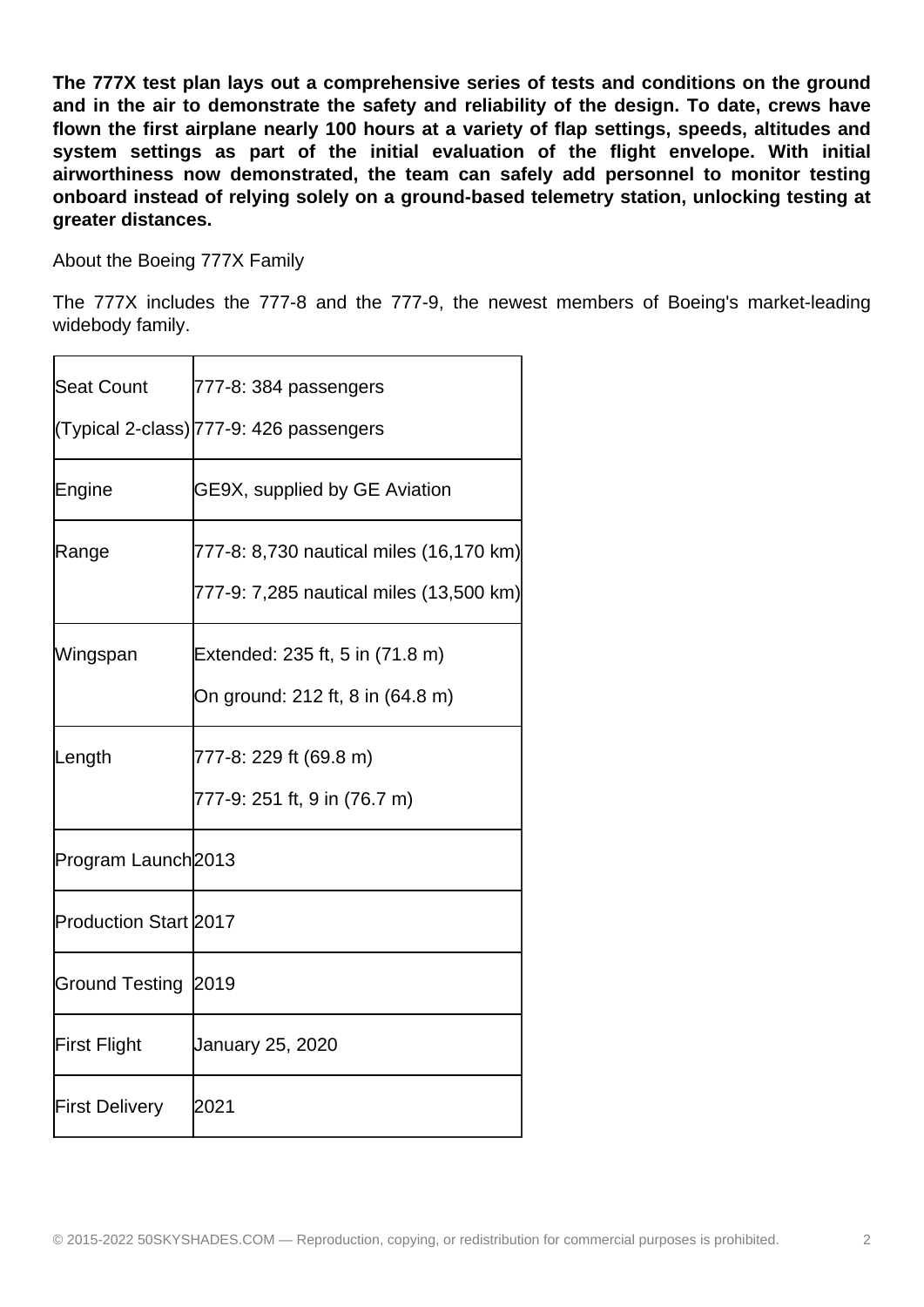**The 777X test plan lays out a comprehensive series of tests and conditions on the ground and in the air to demonstrate the safety and reliability of the design. To date, crews have flown the first airplane nearly 100 hours at a variety of flap settings, speeds, altitudes and system settings as part of the initial evaluation of the flight envelope. With initial airworthiness now demonstrated, the team can safely add personnel to monitor testing onboard instead of relying solely on a ground-based telemetry station, unlocking testing at greater distances.**

About the Boeing 777X Family

The 777X includes the 777-8 and the 777-9, the newest members of Boeing's market-leading widebody family.

| | |
|---|---|
| Seat Count<br>(Typical 2-class) | 777-8: 384 passengers<br>777-9: 426 passengers |
| Engine | GE9X, supplied by GE Aviation |
| Range | 777-8: 8,730 nautical miles (16,170 km)<br>777-9: 7,285 nautical miles (13,500 km) |
| Wingspan | Extended: 235 ft, 5 in (71.8 m)<br>On ground: 212 ft, 8 in (64.8 m) |
| Length | 777-8: 229 ft (69.8 m)<br>777-9: 251 ft, 9 in (76.7 m) |
| Program Launch | 2013 |
| Production Start | 2017 |
| Ground Testing | 2019 |
| First Flight | January 25, 2020 |
| First Delivery | 2021 |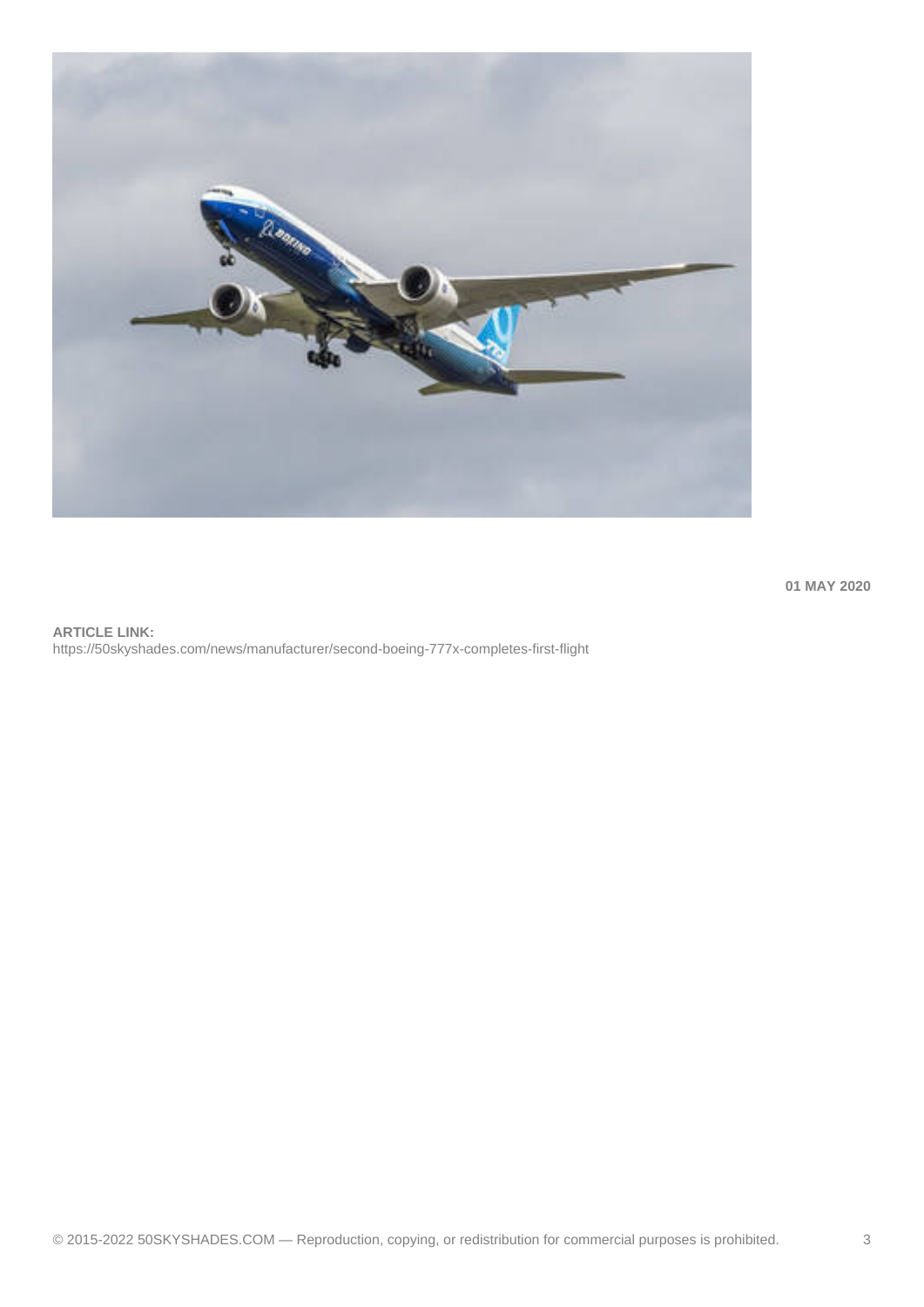01 MAY 2020

**ARTICLE LINK:**
https://50skyshades.com/news/manufacturer/second-boeing-777x-completes-first-flight

© 2015-2022 50SKYSHADES.COM — Reproduction, copying, or redistribution for commercial purposes is prohibited.